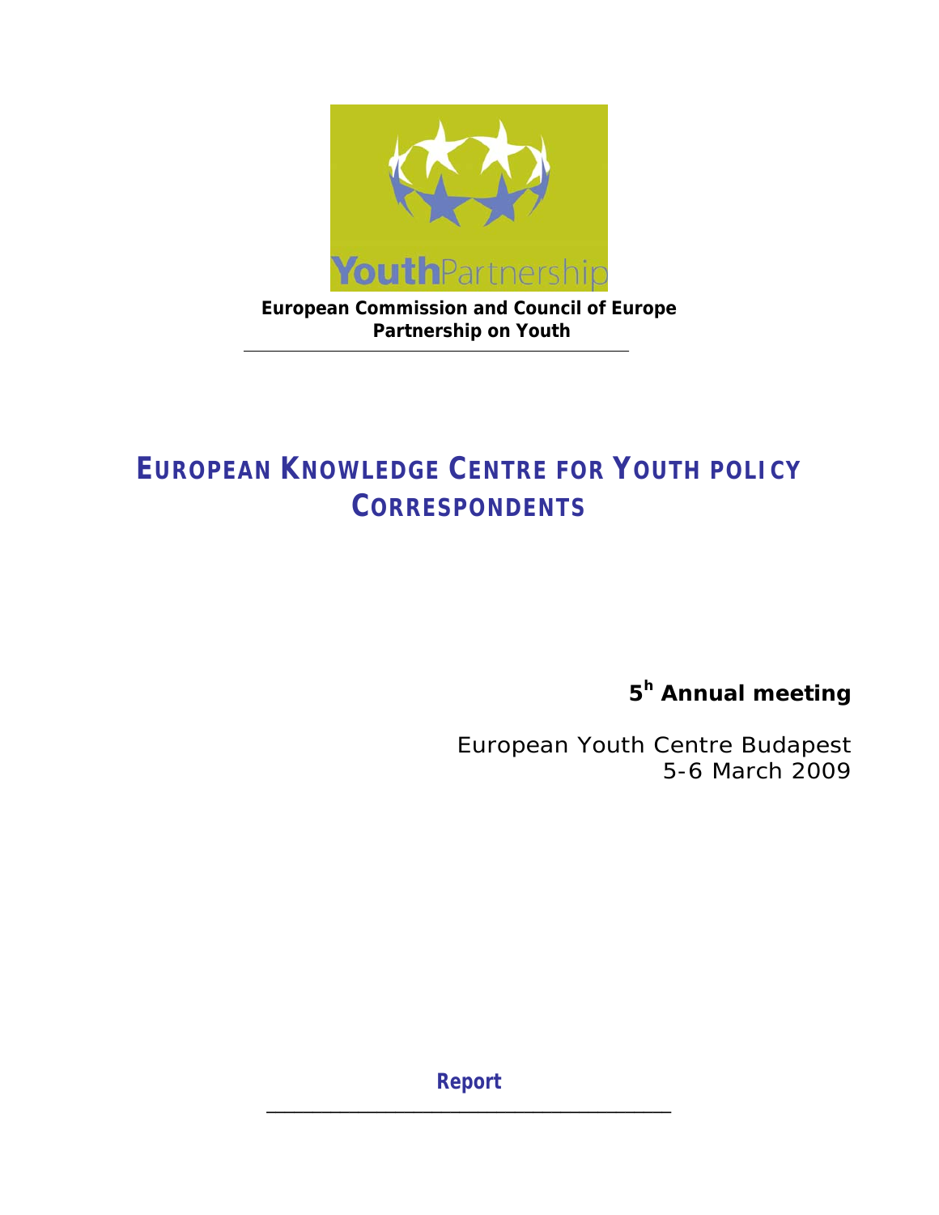YouthPartnership

**European Commission and Council of Europe Partnership on Youth**

# EUROPEAN KNOWLEDGE CENTRE FOR YOUTH POLICY CORRESPONDENTS

**5h Annual meeting**

European Youth Centre Budapest
5-6 March 2009

**Report**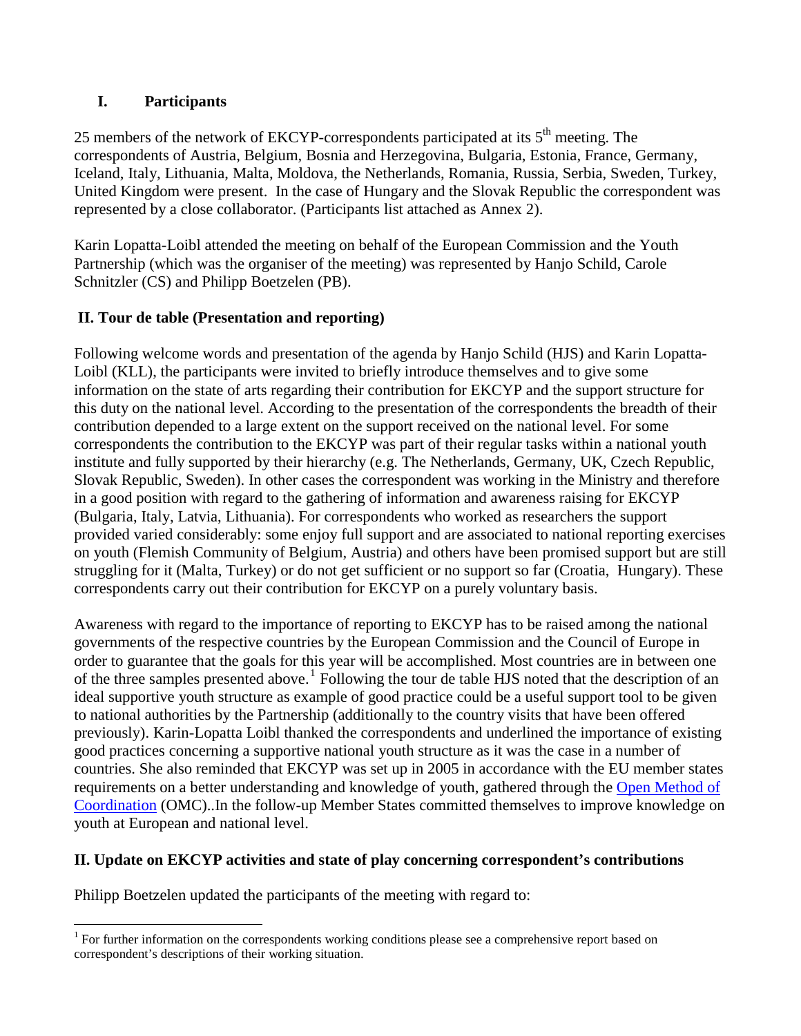## I. Participants

25 members of the network of EKCYP-correspondents participated at its 5th meeting. The correspondents of Austria, Belgium, Bosnia and Herzegovina, Bulgaria, Estonia, France, Germany, Iceland, Italy, Lithuania, Malta, Moldova, the Netherlands, Romania, Russia, Serbia, Sweden, Turkey, United Kingdom were present. In the case of Hungary and the Slovak Republic the correspondent was represented by a close collaborator. (Participants list attached as Annex 2).

Karin Lopatta-Loibl attended the meeting on behalf of the European Commission and the Youth Partnership (which was the organiser of the meeting) was represented by Hanjo Schild, Carole Schnitzler (CS) and Philipp Boetzelen (PB).

## II. Tour de table (Presentation and reporting)

Following welcome words and presentation of the agenda by Hanjo Schild (HJS) and Karin Lopatta-Loibl (KLL), the participants were invited to briefly introduce themselves and to give some information on the state of arts regarding their contribution for EKCYP and the support structure for this duty on the national level. According to the presentation of the correspondents the breadth of their contribution depended to a large extent on the support received on the national level. For some correspondents the contribution to the EKCYP was part of their regular tasks within a national youth institute and fully supported by their hierarchy (e.g. The Netherlands, Germany, UK, Czech Republic, Slovak Republic, Sweden). In other cases the correspondent was working in the Ministry and therefore in a good position with regard to the gathering of information and awareness raising for EKCYP (Bulgaria, Italy, Latvia, Lithuania). For correspondents who worked as researchers the support provided varied considerably: some enjoy full support and are associated to national reporting exercises on youth (Flemish Community of Belgium, Austria) and others have been promised support but are still struggling for it (Malta, Turkey) or do not get sufficient or no support so far (Croatia, Hungary). These correspondents carry out their contribution for EKCYP on a purely voluntary basis.

Awareness with regard to the importance of reporting to EKCYP has to be raised among the national governments of the respective countries by the European Commission and the Council of Europe in order to guarantee that the goals for this year will be accomplished. Most countries are in between one of the three samples presented above.[1] Following the tour de table HJS noted that the description of an ideal supportive youth structure as example of good practice could be a useful support tool to be given to national authorities by the Partnership (additionally to the country visits that have been offered previously). Karin-Lopatta Loibl thanked the correspondents and underlined the importance of existing good practices concerning a supportive national youth structure as it was the case in a number of countries. She also reminded that EKCYP was set up in 2005 in accordance with the EU member states requirements on a better understanding and knowledge of youth, gathered through the Open Method of Coordination (OMC)..In the follow-up Member States committed themselves to improve knowledge on youth at European and national level.

## II. Update on EKCYP activities and state of play concerning correspondent's contributions

Philipp Boetzelen updated the participants of the meeting with regard to:

[1] For further information on the correspondents working conditions please see a comprehensive report based on correspondent's descriptions of their working situation.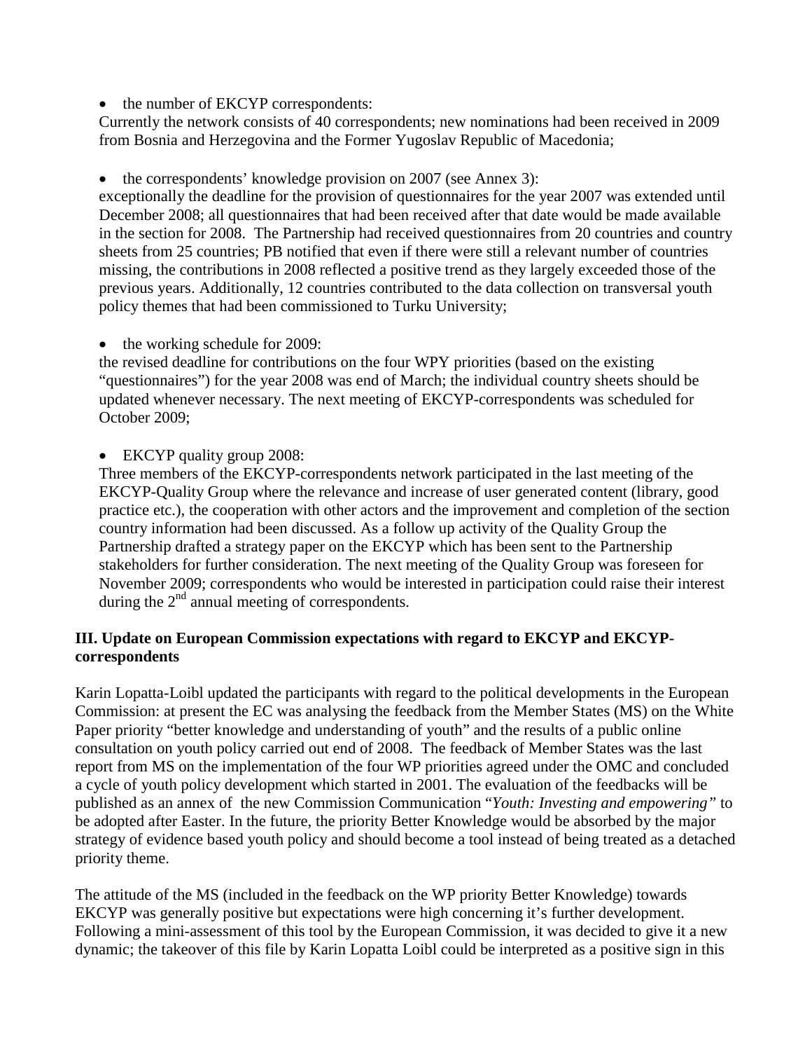- the number of EKCYP correspondents:

Currently the network consists of 40 correspondents; new nominations had been received in 2009 from Bosnia and Herzegovina and the Former Yugoslav Republic of Macedonia;

- the correspondents' knowledge provision on 2007 (see Annex 3):

exceptionally the deadline for the provision of questionnaires for the year 2007 was extended until December 2008; all questionnaires that had been received after that date would be made available in the section for 2008. The Partnership had received questionnaires from 20 countries and country sheets from 25 countries; PB notified that even if there were still a relevant number of countries missing, the contributions in 2008 reflected a positive trend as they largely exceeded those of the previous years. Additionally, 12 countries contributed to the data collection on transversal youth policy themes that had been commissioned to Turku University;

- the working schedule for 2009:

the revised deadline for contributions on the four WPY priorities (based on the existing "questionnaires") for the year 2008 was end of March; the individual country sheets should be updated whenever necessary. The next meeting of EKCYP-correspondents was scheduled for October 2009;

- EKCYP quality group 2008:

Three members of the EKCYP-correspondents network participated in the last meeting of the EKCYP-Quality Group where the relevance and increase of user generated content (library, good practice etc.), the cooperation with other actors and the improvement and completion of the section country information had been discussed. As a follow up activity of the Quality Group the Partnership drafted a strategy paper on the EKCYP which has been sent to the Partnership stakeholders for further consideration. The next meeting of the Quality Group was foreseen for November 2009; correspondents who would be interested in participation could raise their interest during the 2nd annual meeting of correspondents.

**III. Update on European Commission expectations with regard to EKCYP and EKCYP-correspondents**

Karin Lopatta-Loibl updated the participants with regard to the political developments in the European Commission: at present the EC was analysing the feedback from the Member States (MS) on the White Paper priority "better knowledge and understanding of youth" and the results of a public online consultation on youth policy carried out end of 2008. The feedback of Member States was the last report from MS on the implementation of the four WP priorities agreed under the OMC and concluded a cycle of youth policy development which started in 2001. The evaluation of the feedbacks will be published as an annex of the new Commission Communication "*Youth: Investing and empowering"* to be adopted after Easter. In the future, the priority Better Knowledge would be absorbed by the major strategy of evidence based youth policy and should become a tool instead of being treated as a detached priority theme.

The attitude of the MS (included in the feedback on the WP priority Better Knowledge) towards EKCYP was generally positive but expectations were high concerning it's further development. Following a mini-assessment of this tool by the European Commission, it was decided to give it a new dynamic; the takeover of this file by Karin Lopatta Loibl could be interpreted as a positive sign in this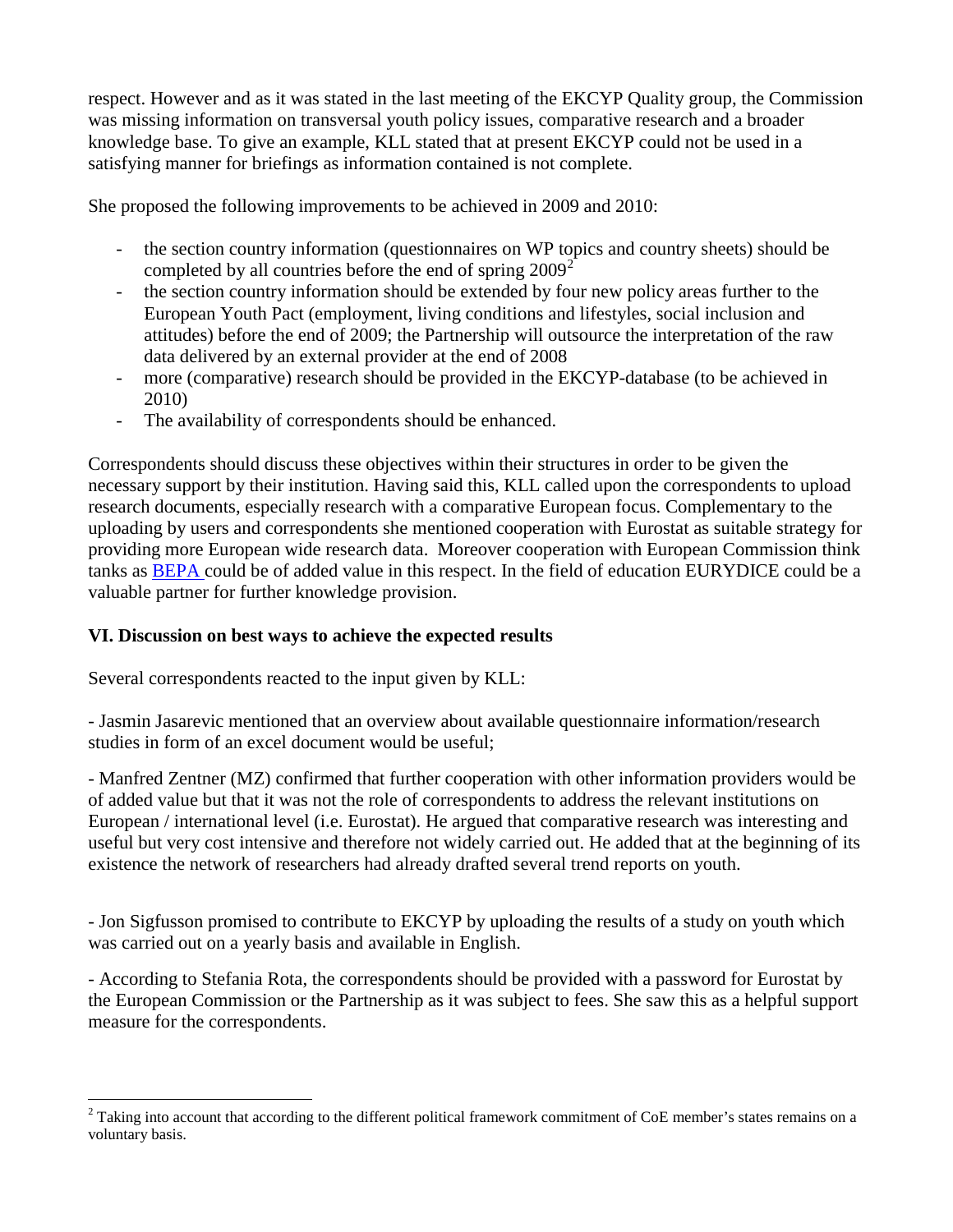respect. However and as it was stated in the last meeting of the EKCYP Quality group, the Commission was missing information on transversal youth policy issues, comparative research and a broader knowledge base. To give an example, KLL stated that at present EKCYP could not be used in a satisfying manner for briefings as information contained is not complete.

She proposed the following improvements to be achieved in 2009 and 2010:

- the section country information (questionnaires on WP topics and country sheets) should be completed by all countries before the end of spring 2009[2]
- the section country information should be extended by four new policy areas further to the European Youth Pact (employment, living conditions and lifestyles, social inclusion and attitudes) before the end of 2009; the Partnership will outsource the interpretation of the raw data delivered by an external provider at the end of 2008
- more (comparative) research should be provided in the EKCYP-database (to be achieved in 2010)
- The availability of correspondents should be enhanced.

Correspondents should discuss these objectives within their structures in order to be given the necessary support by their institution. Having said this, KLL called upon the correspondents to upload research documents, especially research with a comparative European focus. Complementary to the uploading by users and correspondents she mentioned cooperation with Eurostat as suitable strategy for providing more European wide research data. Moreover cooperation with European Commission think tanks as BEPA could be of added value in this respect. In the field of education EURYDICE could be a valuable partner for further knowledge provision.

**VI. Discussion on best ways to achieve the expected results**

Several correspondents reacted to the input given by KLL:

- Jasmin Jasarevic mentioned that an overview about available questionnaire information/research studies in form of an excel document would be useful;

- Manfred Zentner (MZ) confirmed that further cooperation with other information providers would be of added value but that it was not the role of correspondents to address the relevant institutions on European / international level (i.e. Eurostat). He argued that comparative research was interesting and useful but very cost intensive and therefore not widely carried out. He added that at the beginning of its existence the network of researchers had already drafted several trend reports on youth.

- Jon Sigfusson promised to contribute to EKCYP by uploading the results of a study on youth which was carried out on a yearly basis and available in English.

- According to Stefania Rota, the correspondents should be provided with a password for Eurostat by the European Commission or the Partnership as it was subject to fees. She saw this as a helpful support measure for the correspondents.

[2] Taking into account that according to the different political framework commitment of CoE member's states remains on a voluntary basis.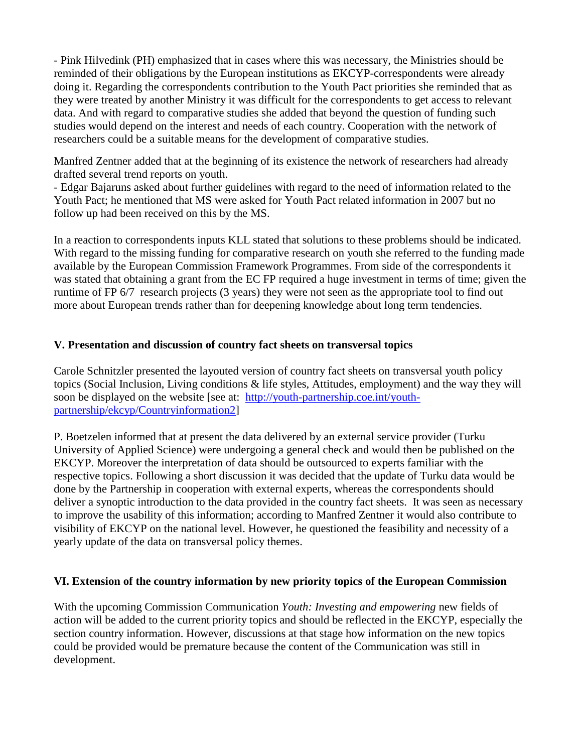- Pink Hilvedink (PH) emphasized that in cases where this was necessary, the Ministries should be reminded of their obligations by the European institutions as EKCYP-correspondents were already doing it. Regarding the correspondents contribution to the Youth Pact priorities she reminded that as they were treated by another Ministry it was difficult for the correspondents to get access to relevant data. And with regard to comparative studies she added that beyond the question of funding such studies would depend on the interest and needs of each country. Cooperation with the network of researchers could be a suitable means for the development of comparative studies.

Manfred Zentner added that at the beginning of its existence the network of researchers had already drafted several trend reports on youth.

- Edgar Bajaruns asked about further guidelines with regard to the need of information related to the Youth Pact; he mentioned that MS were asked for Youth Pact related information in 2007 but no follow up had been received on this by the MS.

In a reaction to correspondents inputs KLL stated that solutions to these problems should be indicated. With regard to the missing funding for comparative research on youth she referred to the funding made available by the European Commission Framework Programmes. From side of the correspondents it was stated that obtaining a grant from the EC FP required a huge investment in terms of time; given the runtime of FP 6/7 research projects (3 years) they were not seen as the appropriate tool to find out more about European trends rather than for deepening knowledge about long term tendencies.

## V. Presentation and discussion of country fact sheets on transversal topics

Carole Schnitzler presented the layouted version of country fact sheets on transversal youth policy topics (Social Inclusion, Living conditions & life styles, Attitudes, employment) and the way they will soon be displayed on the website [see at: http://youth-partnership.coe.int/youth-partnership/ekcyp/Countryinformation2]

P. Boetzelen informed that at present the data delivered by an external service provider (Turku University of Applied Science) were undergoing a general check and would then be published on the EKCYP. Moreover the interpretation of data should be outsourced to experts familiar with the respective topics. Following a short discussion it was decided that the update of Turku data would be done by the Partnership in cooperation with external experts, whereas the correspondents should deliver a synoptic introduction to the data provided in the country fact sheets. It was seen as necessary to improve the usability of this information; according to Manfred Zentner it would also contribute to visibility of EKCYP on the national level. However, he questioned the feasibility and necessity of a yearly update of the data on transversal policy themes.

## VI. Extension of the country information by new priority topics of the European Commission

With the upcoming Commission Communication *Youth: Investing and empowering* new fields of action will be added to the current priority topics and should be reflected in the EKCYP, especially the section country information. However, discussions at that stage how information on the new topics could be provided would be premature because the content of the Communication was still in development.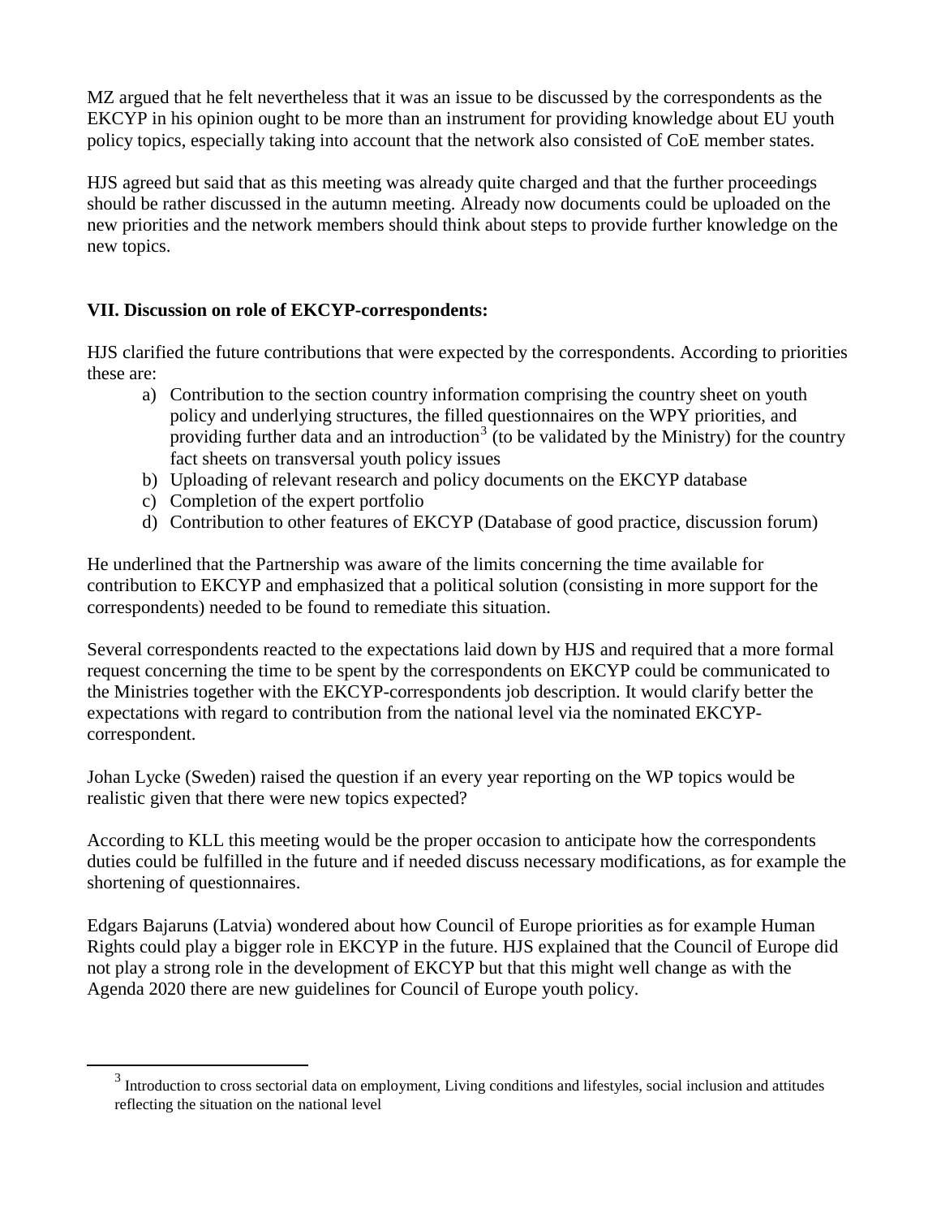MZ argued that he felt nevertheless that it was an issue to be discussed by the correspondents as the EKCYP in his opinion ought to be more than an instrument for providing knowledge about EU youth policy topics, especially taking into account that the network also consisted of CoE member states.

HJS agreed but said that as this meeting was already quite charged and that the further proceedings should be rather discussed in the autumn meeting. Already now documents could be uploaded on the new priorities and the network members should think about steps to provide further knowledge on the new topics.

**VII. Discussion on role of EKCYP-correspondents:**

HJS clarified the future contributions that were expected by the correspondents. According to priorities these are:

a) Contribution to the section country information comprising the country sheet on youth policy and underlying structures, the filled questionnaires on the WPY priorities, and providing further data and an introduction[3] (to be validated by the Ministry) for the country fact sheets on transversal youth policy issues
b) Uploading of relevant research and policy documents on the EKCYP database
c) Completion of the expert portfolio
d) Contribution to other features of EKCYP (Database of good practice, discussion forum)

He underlined that the Partnership was aware of the limits concerning the time available for contribution to EKCYP and emphasized that a political solution (consisting in more support for the correspondents) needed to be found to remediate this situation.

Several correspondents reacted to the expectations laid down by HJS and required that a more formal request concerning the time to be spent by the correspondents on EKCYP could be communicated to the Ministries together with the EKCYP-correspondents job description. It would clarify better the expectations with regard to contribution from the national level via the nominated EKCYP-correspondent.

Johan Lycke (Sweden) raised the question if an every year reporting on the WP topics would be realistic given that there were new topics expected?

According to KLL this meeting would be the proper occasion to anticipate how the correspondents duties could be fulfilled in the future and if needed discuss necessary modifications, as for example the shortening of questionnaires.

Edgars Bajaruns (Latvia) wondered about how Council of Europe priorities as for example Human Rights could play a bigger role in EKCYP in the future. HJS explained that the Council of Europe did not play a strong role in the development of EKCYP but that this might well change as with the Agenda 2020 there are new guidelines for Council of Europe youth policy.

[3] Introduction to cross sectorial data on employment, Living conditions and lifestyles, social inclusion and attitudes reflecting the situation on the national level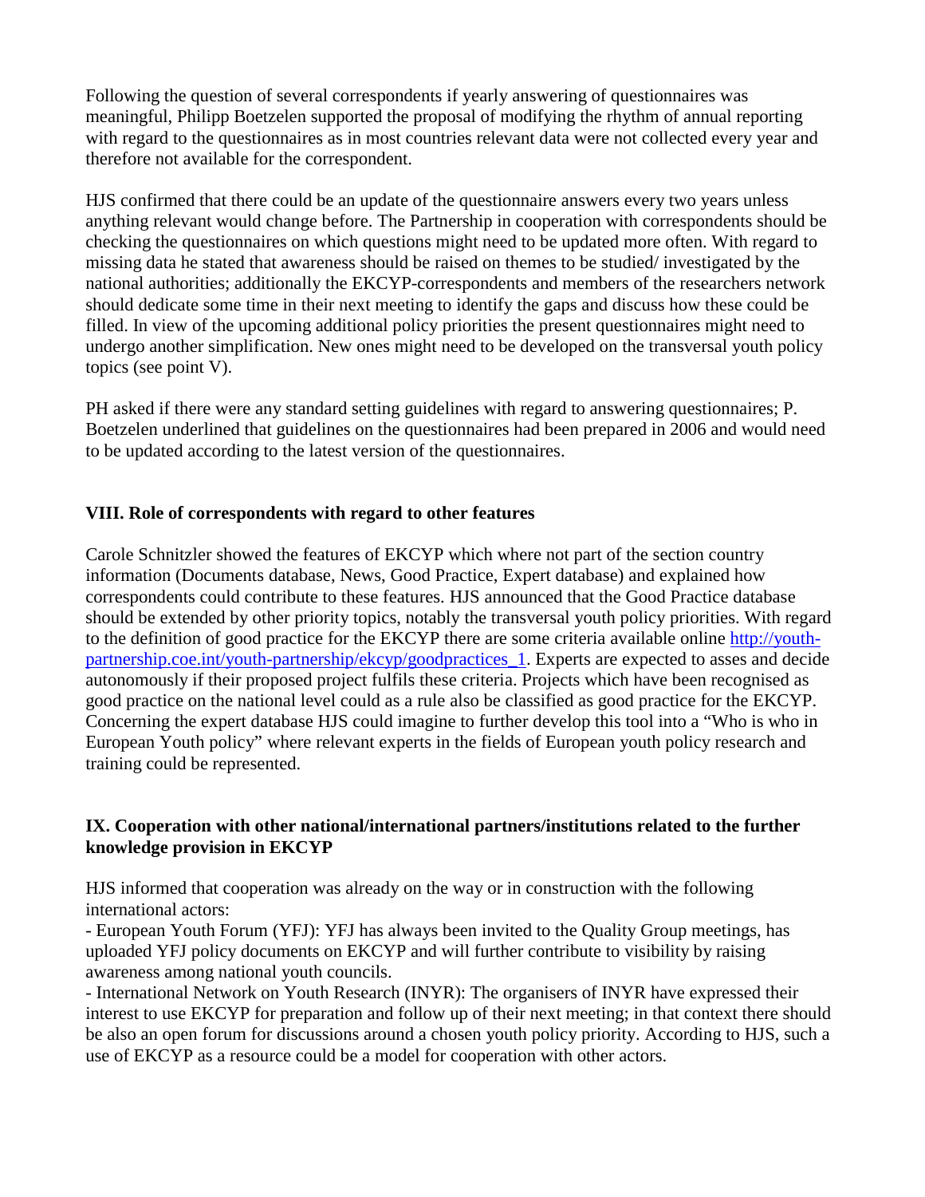Following the question of several correspondents if yearly answering of questionnaires was meaningful, Philipp Boetzelen supported the proposal of modifying the rhythm of annual reporting with regard to the questionnaires as in most countries relevant data were not collected every year and therefore not available for the correspondent.

HJS confirmed that there could be an update of the questionnaire answers every two years unless anything relevant would change before. The Partnership in cooperation with correspondents should be checking the questionnaires on which questions might need to be updated more often. With regard to missing data he stated that awareness should be raised on themes to be studied/ investigated by the national authorities; additionally the EKCYP-correspondents and members of the researchers network should dedicate some time in their next meeting to identify the gaps and discuss how these could be filled. In view of the upcoming additional policy priorities the present questionnaires might need to undergo another simplification. New ones might need to be developed on the transversal youth policy topics (see point V).

PH asked if there were any standard setting guidelines with regard to answering questionnaires; P. Boetzelen underlined that guidelines on the questionnaires had been prepared in 2006 and would need to be updated according to the latest version of the questionnaires.

## VIII. Role of correspondents with regard to other features

Carole Schnitzler showed the features of EKCYP which where not part of the section country information (Documents database, News, Good Practice, Expert database) and explained how correspondents could contribute to these features. HJS announced that the Good Practice database should be extended by other priority topics, notably the transversal youth policy priorities. With regard to the definition of good practice for the EKCYP there are some criteria available online http://youth-partnership.coe.int/youth-partnership/ekcyp/goodpractices_1. Experts are expected to asses and decide autonomously if their proposed project fulfils these criteria. Projects which have been recognised as good practice on the national level could as a rule also be classified as good practice for the EKCYP. Concerning the expert database HJS could imagine to further develop this tool into a "Who is who in European Youth policy" where relevant experts in the fields of European youth policy research and training could be represented.

## IX. Cooperation with other national/international partners/institutions related to the further knowledge provision in EKCYP

HJS informed that cooperation was already on the way or in construction with the following international actors:
- European Youth Forum (YFJ): YFJ has always been invited to the Quality Group meetings, has uploaded YFJ policy documents on EKCYP and will further contribute to visibility by raising awareness among national youth councils.
- International Network on Youth Research (INYR): The organisers of INYR have expressed their interest to use EKCYP for preparation and follow up of their next meeting; in that context there should be also an open forum for discussions around a chosen youth policy priority. According to HJS, such a use of EKCYP as a resource could be a model for cooperation with other actors.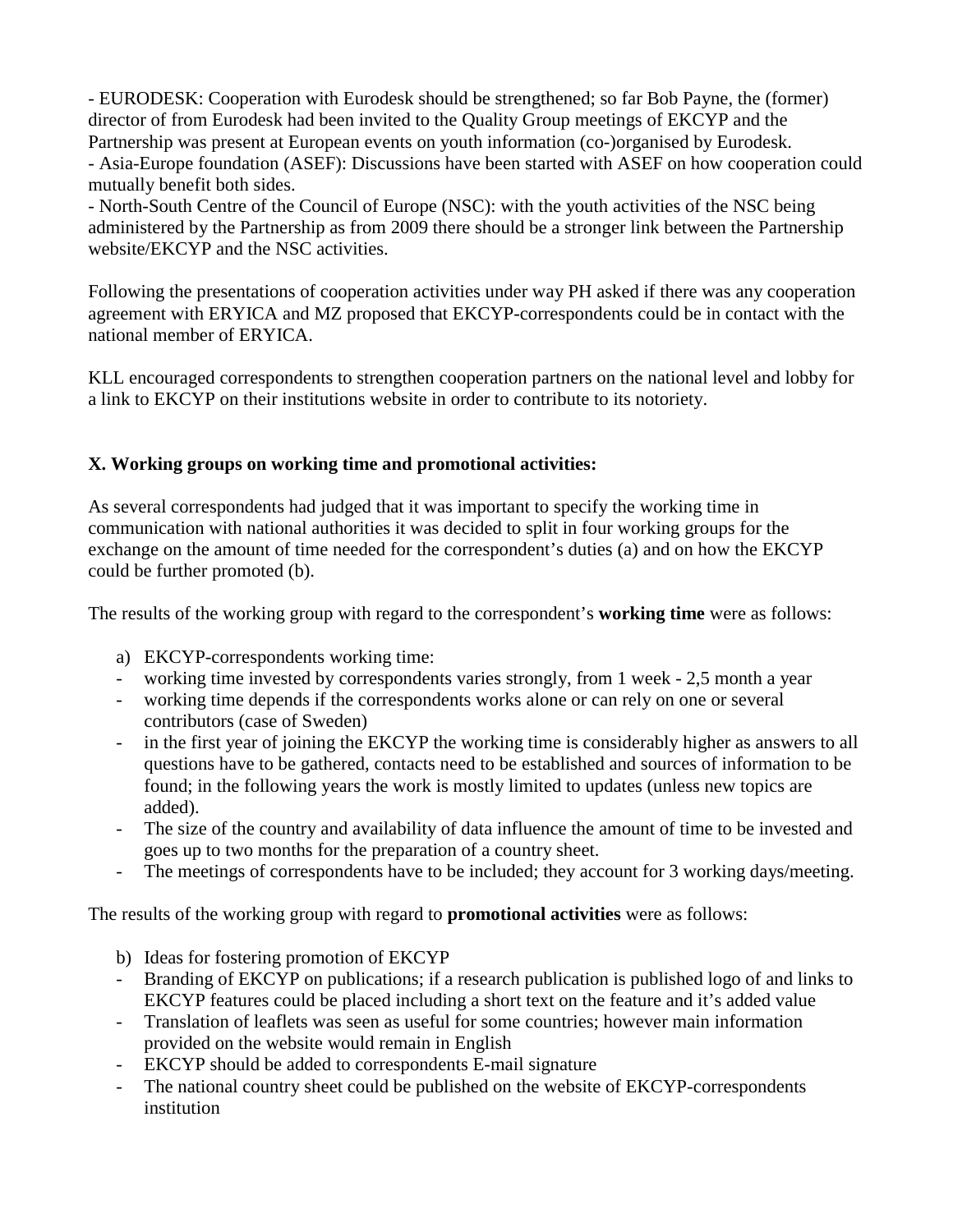- EURODESK: Cooperation with Eurodesk should be strengthened; so far Bob Payne, the (former) director of from Eurodesk had been invited to the Quality Group meetings of EKCYP and the Partnership was present at European events on youth information (co-)organised by Eurodesk.
- Asia-Europe foundation (ASEF): Discussions have been started with ASEF on how cooperation could mutually benefit both sides.
- North-South Centre of the Council of Europe (NSC): with the youth activities of the NSC being administered by the Partnership as from 2009 there should be a stronger link between the Partnership website/EKCYP and the NSC activities.

Following the presentations of cooperation activities under way PH asked if there was any cooperation agreement with ERYICA and MZ proposed that EKCYP-correspondents could be in contact with the national member of ERYICA.

KLL encouraged correspondents to strengthen cooperation partners on the national level and lobby for a link to EKCYP on their institutions website in order to contribute to its notoriety.

**X. Working groups on working time and promotional activities:**

As several correspondents had judged that it was important to specify the working time in communication with national authorities it was decided to split in four working groups for the exchange on the amount of time needed for the correspondent's duties (a) and on how the EKCYP could be further promoted (b).

The results of the working group with regard to the correspondent's **working time** were as follows:

a) EKCYP-correspondents working time:
- working time invested by correspondents varies strongly, from 1 week - 2,5 month a year
- working time depends if the correspondents works alone or can rely on one or several contributors (case of Sweden)
- in the first year of joining the EKCYP the working time is considerably higher as answers to all questions have to be gathered, contacts need to be established and sources of information to be found; in the following years the work is mostly limited to updates (unless new topics are added).
- The size of the country and availability of data influence the amount of time to be invested and goes up to two months for the preparation of a country sheet.
- The meetings of correspondents have to be included; they account for 3 working days/meeting.

The results of the working group with regard to **promotional activities** were as follows:

b) Ideas for fostering promotion of EKCYP
- Branding of EKCYP on publications; if a research publication is published logo of and links to EKCYP features could be placed including a short text on the feature and it's added value
- Translation of leaflets was seen as useful for some countries; however main information provided on the website would remain in English
- EKCYP should be added to correspondents E-mail signature
- The national country sheet could be published on the website of EKCYP-correspondents institution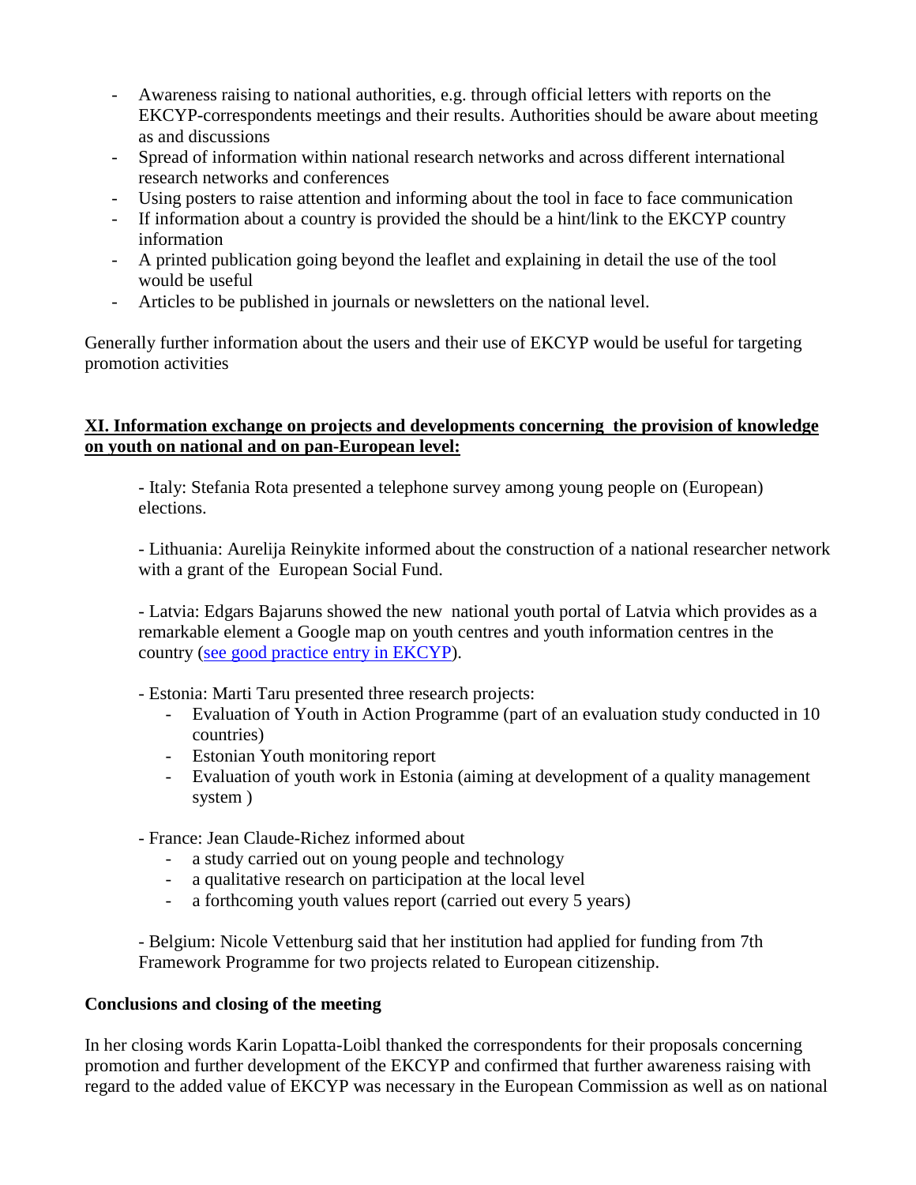- Awareness raising to national authorities, e.g. through official letters with reports on the EKCYP-correspondents meetings and their results. Authorities should be aware about meeting as and discussions
- Spread of information within national research networks and across different international research networks and conferences
- Using posters to raise attention and informing about the tool in face to face communication
- If information about a country is provided the should be a hint/link to the EKCYP country information
- A printed publication going beyond the leaflet and explaining in detail the use of the tool would be useful
- Articles to be published in journals or newsletters on the national level.

Generally further information about the users and their use of EKCYP would be useful for targeting promotion activities

## XI. Information exchange on projects and developments concerning the provision of knowledge on youth on national and on pan-European level:

- Italy: Stefania Rota presented a telephone survey among young people on (European) elections.

- Lithuania: Aurelija Reinykite informed about the construction of a national researcher network with a grant of the European Social Fund.

- Latvia: Edgars Bajaruns showed the new national youth portal of Latvia which provides as a remarkable element a Google map on youth centres and youth information centres in the country (see good practice entry in EKCYP).

- Estonia: Marti Taru presented three research projects:
  - Evaluation of Youth in Action Programme (part of an evaluation study conducted in 10 countries)
  - Estonian Youth monitoring report
  - Evaluation of youth work in Estonia (aiming at development of a quality management system )

- France: Jean Claude-Richez informed about
  - a study carried out on young people and technology
  - a qualitative research on participation at the local level
  - a forthcoming youth values report (carried out every 5 years)

- Belgium: Nicole Vettenburg said that her institution had applied for funding from 7th Framework Programme for two projects related to European citizenship.

**Conclusions and closing of the meeting**

In her closing words Karin Lopatta-Loibl thanked the correspondents for their proposals concerning promotion and further development of the EKCYP and confirmed that further awareness raising with regard to the added value of EKCYP was necessary in the European Commission as well as on national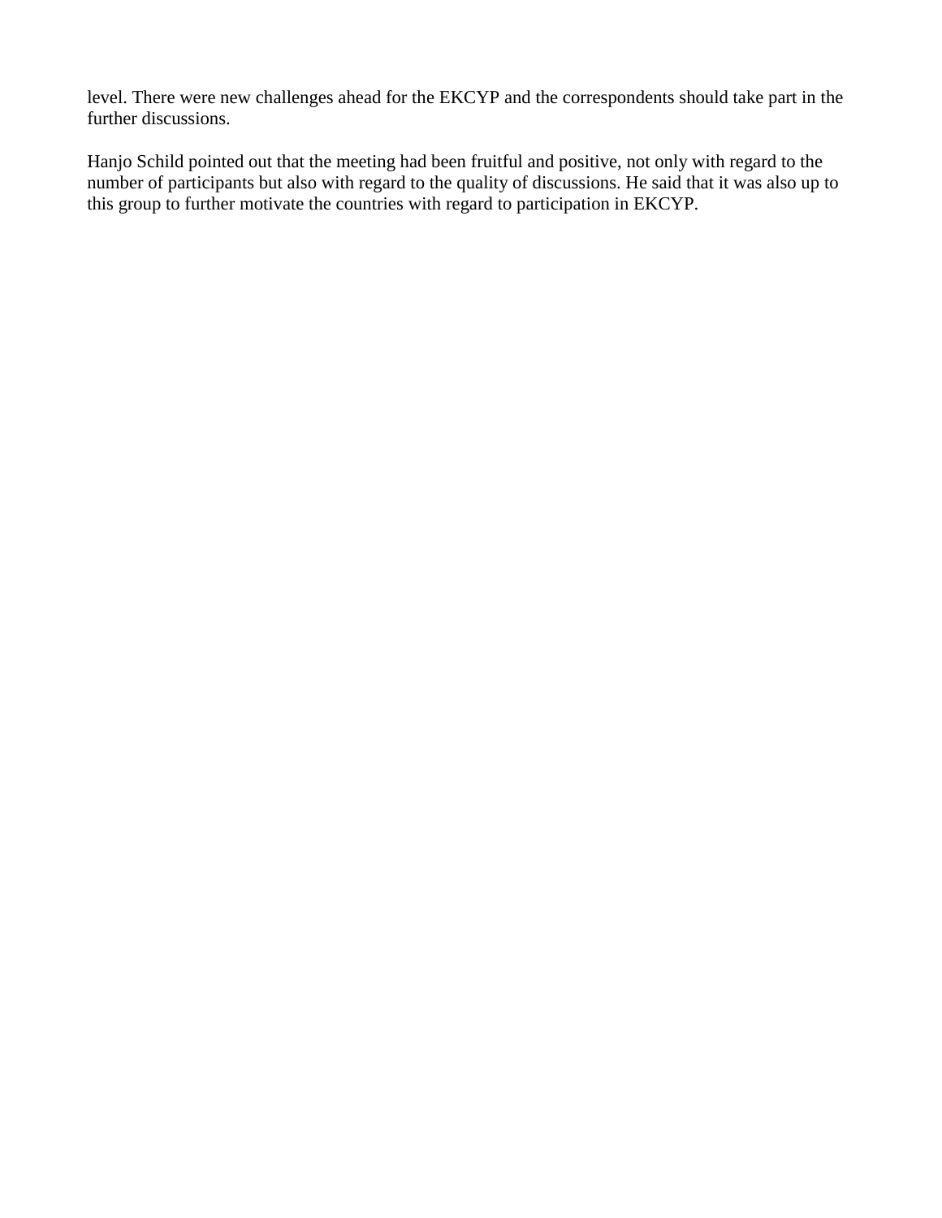level. There were new challenges ahead for the EKCYP and the correspondents should take part in the further discussions.

Hanjo Schild pointed out that the meeting had been fruitful and positive, not only with regard to the number of participants but also with regard to the quality of discussions. He said that it was also up to this group to further motivate the countries with regard to participation in EKCYP.